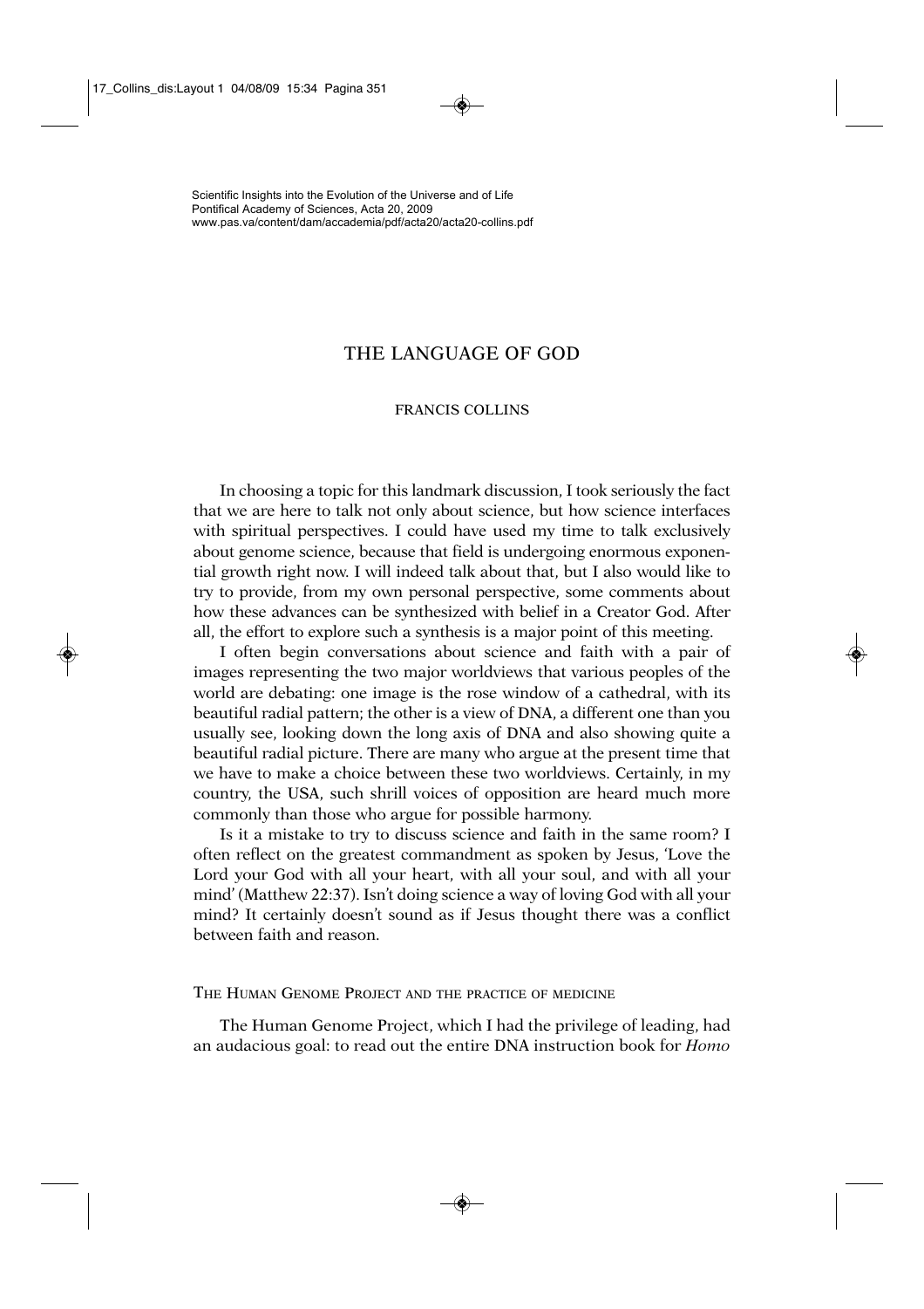Scientific Insights into the Evolution of the Universe and of Life
Pontifical Academy of Sciences, Acta 20, 2009
www.pas.va/content/dam/accademia/pdf/acta20/acta20-collins.pdf

# THE LANGUAGE OF GOD

FRANCIS COLLINS

In choosing a topic for this landmark discussion, I took seriously the fact that we are here to talk not only about science, but how science interfaces with spiritual perspectives. I could have used my time to talk exclusively about genome science, because that field is undergoing enormous exponential growth right now. I will indeed talk about that, but I also would like to try to provide, from my own personal perspective, some comments about how these advances can be synthesized with belief in a Creator God. After all, the effort to explore such a synthesis is a major point of this meeting.

I often begin conversations about science and faith with a pair of images representing the two major worldviews that various peoples of the world are debating: one image is the rose window of a cathedral, with its beautiful radial pattern; the other is a view of DNA, a different one than you usually see, looking down the long axis of DNA and also showing quite a beautiful radial picture. There are many who argue at the present time that we have to make a choice between these two worldviews. Certainly, in my country, the USA, such shrill voices of opposition are heard much more commonly than those who argue for possible harmony.

Is it a mistake to try to discuss science and faith in the same room? I often reflect on the greatest commandment as spoken by Jesus, 'Love the Lord your God with all your heart, with all your soul, and with all your mind' (Matthew 22:37). Isn't doing science a way of loving God with all your mind? It certainly doesn't sound as if Jesus thought there was a conflict between faith and reason.

## THE HUMAN GENOME PROJECT AND THE PRACTICE OF MEDICINE

The Human Genome Project, which I had the privilege of leading, had an audacious goal: to read out the entire DNA instruction book for *Homo*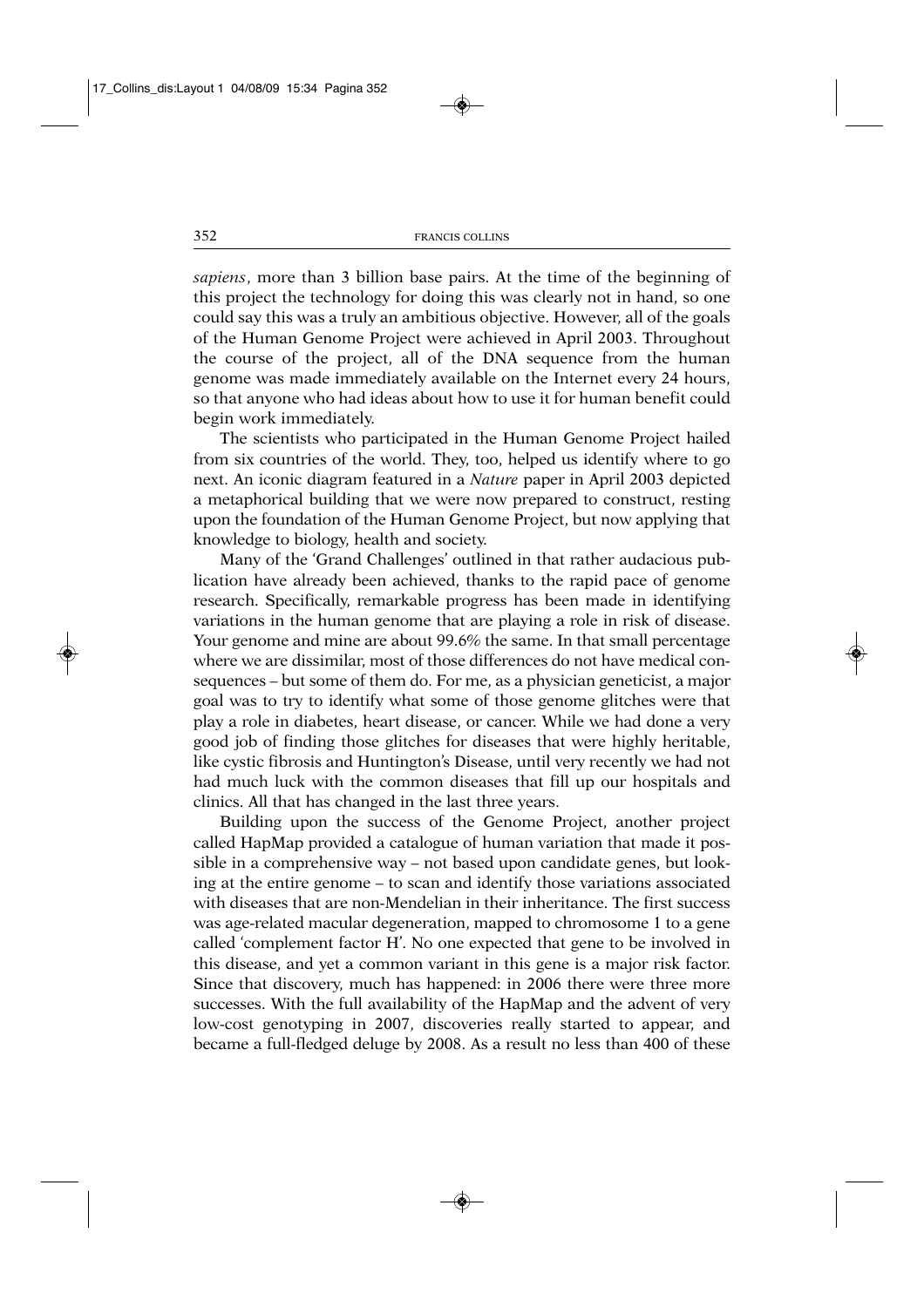*sapiens*, more than 3 billion base pairs. At the time of the beginning of this project the technology for doing this was clearly not in hand, so one could say this was a truly an ambitious objective. However, all of the goals of the Human Genome Project were achieved in April 2003. Throughout the course of the project, all of the DNA sequence from the human genome was made immediately available on the Internet every 24 hours, so that anyone who had ideas about how to use it for human benefit could begin work immediately.

The scientists who participated in the Human Genome Project hailed from six countries of the world. They, too, helped us identify where to go next. An iconic diagram featured in a *Nature* paper in April 2003 depicted a metaphorical building that we were now prepared to construct, resting upon the foundation of the Human Genome Project, but now applying that knowledge to biology, health and society.

Many of the 'Grand Challenges' outlined in that rather audacious publication have already been achieved, thanks to the rapid pace of genome research. Specifically, remarkable progress has been made in identifying variations in the human genome that are playing a role in risk of disease. Your genome and mine are about 99.6% the same. In that small percentage where we are dissimilar, most of those differences do not have medical consequences – but some of them do. For me, as a physician geneticist, a major goal was to try to identify what some of those genome glitches were that play a role in diabetes, heart disease, or cancer. While we had done a very good job of finding those glitches for diseases that were highly heritable, like cystic fibrosis and Huntington's Disease, until very recently we had not had much luck with the common diseases that fill up our hospitals and clinics. All that has changed in the last three years.

Building upon the success of the Genome Project, another project called HapMap provided a catalogue of human variation that made it possible in a comprehensive way – not based upon candidate genes, but looking at the entire genome – to scan and identify those variations associated with diseases that are non-Mendelian in their inheritance. The first success was age-related macular degeneration, mapped to chromosome 1 to a gene called 'complement factor H'. No one expected that gene to be involved in this disease, and yet a common variant in this gene is a major risk factor. Since that discovery, much has happened: in 2006 there were three more successes. With the full availability of the HapMap and the advent of very low-cost genotyping in 2007, discoveries really started to appear, and became a full-fledged deluge by 2008. As a result no less than 400 of these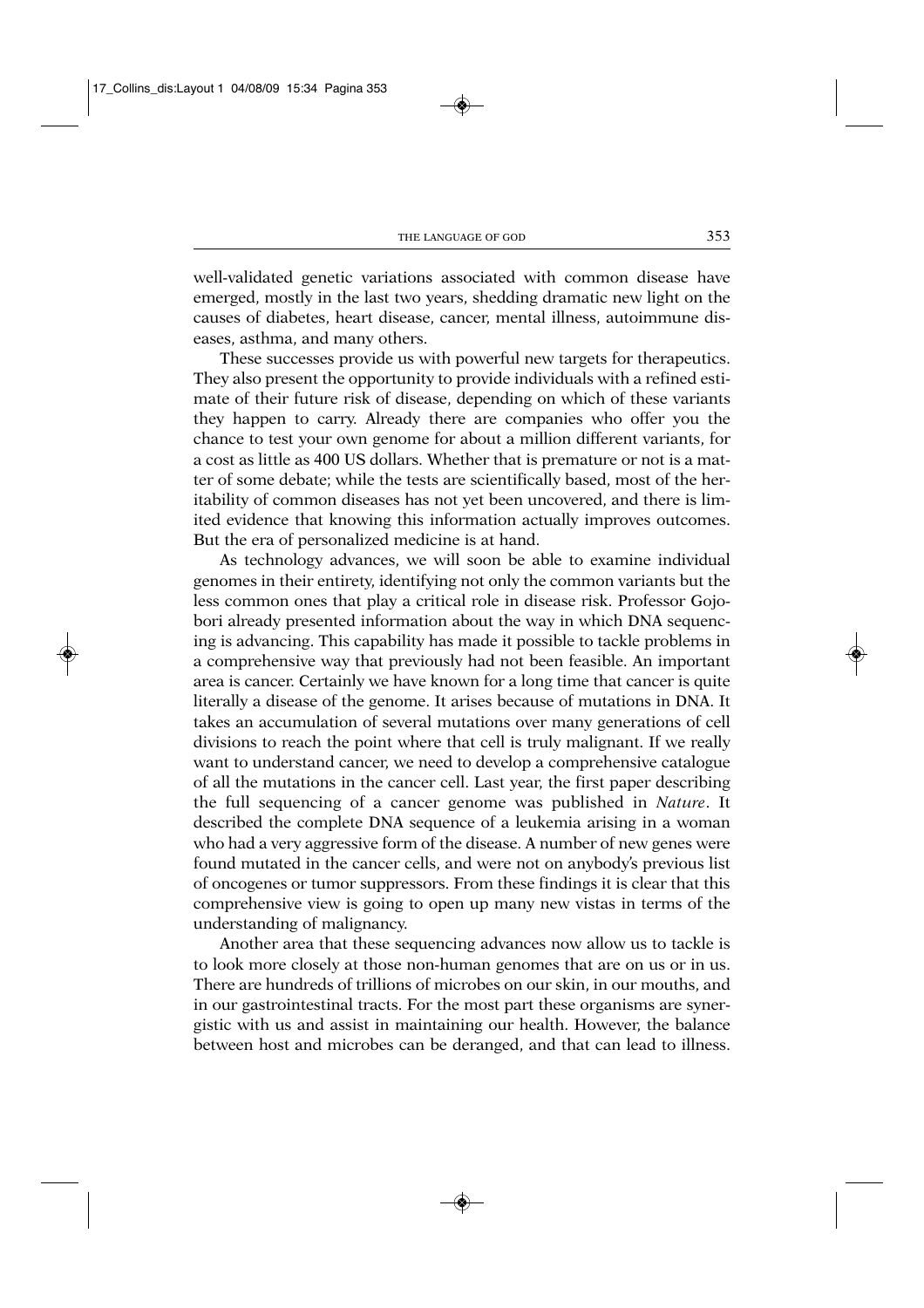well-validated genetic variations associated with common disease have emerged, mostly in the last two years, shedding dramatic new light on the causes of diabetes, heart disease, cancer, mental illness, autoimmune diseases, asthma, and many others.

These successes provide us with powerful new targets for therapeutics. They also present the opportunity to provide individuals with a refined estimate of their future risk of disease, depending on which of these variants they happen to carry. Already there are companies who offer you the chance to test your own genome for about a million different variants, for a cost as little as 400 US dollars. Whether that is premature or not is a matter of some debate; while the tests are scientifically based, most of the heritability of common diseases has not yet been uncovered, and there is limited evidence that knowing this information actually improves outcomes. But the era of personalized medicine is at hand.

As technology advances, we will soon be able to examine individual genomes in their entirety, identifying not only the common variants but the less common ones that play a critical role in disease risk. Professor Gojobori already presented information about the way in which DNA sequencing is advancing. This capability has made it possible to tackle problems in a comprehensive way that previously had not been feasible. An important area is cancer. Certainly we have known for a long time that cancer is quite literally a disease of the genome. It arises because of mutations in DNA. It takes an accumulation of several mutations over many generations of cell divisions to reach the point where that cell is truly malignant. If we really want to understand cancer, we need to develop a comprehensive catalogue of all the mutations in the cancer cell. Last year, the first paper describing the full sequencing of a cancer genome was published in *Nature*. It described the complete DNA sequence of a leukemia arising in a woman who had a very aggressive form of the disease. A number of new genes were found mutated in the cancer cells, and were not on anybody's previous list of oncogenes or tumor suppressors. From these findings it is clear that this comprehensive view is going to open up many new vistas in terms of the understanding of malignancy.

Another area that these sequencing advances now allow us to tackle is to look more closely at those non-human genomes that are on us or in us. There are hundreds of trillions of microbes on our skin, in our mouths, and in our gastrointestinal tracts. For the most part these organisms are synergistic with us and assist in maintaining our health. However, the balance between host and microbes can be deranged, and that can lead to illness.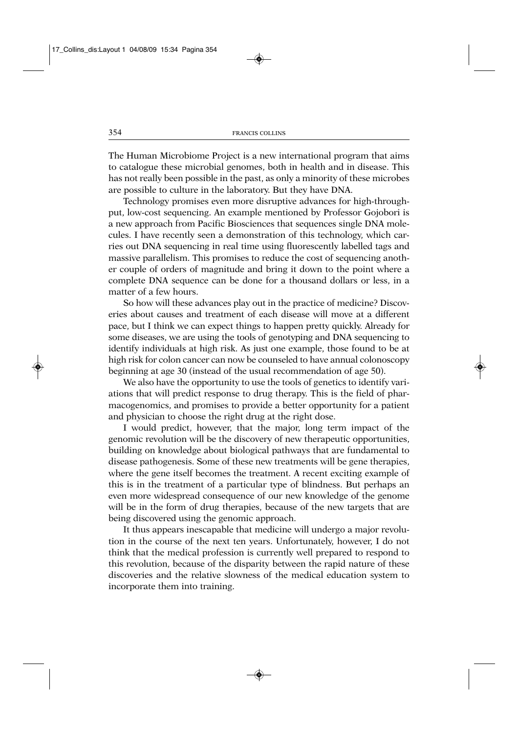The Human Microbiome Project is a new international program that aims to catalogue these microbial genomes, both in health and in disease. This has not really been possible in the past, as only a minority of these microbes are possible to culture in the laboratory. But they have DNA.

Technology promises even more disruptive advances for high-throughput, low-cost sequencing. An example mentioned by Professor Gojobori is a new approach from Pacific Biosciences that sequences single DNA molecules. I have recently seen a demonstration of this technology, which carries out DNA sequencing in real time using fluorescently labelled tags and massive parallelism. This promises to reduce the cost of sequencing another couple of orders of magnitude and bring it down to the point where a complete DNA sequence can be done for a thousand dollars or less, in a matter of a few hours.

So how will these advances play out in the practice of medicine? Discoveries about causes and treatment of each disease will move at a different pace, but I think we can expect things to happen pretty quickly. Already for some diseases, we are using the tools of genotyping and DNA sequencing to identify individuals at high risk. As just one example, those found to be at high risk for colon cancer can now be counseled to have annual colonoscopy beginning at age 30 (instead of the usual recommendation of age 50).

We also have the opportunity to use the tools of genetics to identify variations that will predict response to drug therapy. This is the field of pharmacogenomics, and promises to provide a better opportunity for a patient and physician to choose the right drug at the right dose.

I would predict, however, that the major, long term impact of the genomic revolution will be the discovery of new therapeutic opportunities, building on knowledge about biological pathways that are fundamental to disease pathogenesis. Some of these new treatments will be gene therapies, where the gene itself becomes the treatment. A recent exciting example of this is in the treatment of a particular type of blindness. But perhaps an even more widespread consequence of our new knowledge of the genome will be in the form of drug therapies, because of the new targets that are being discovered using the genomic approach.

It thus appears inescapable that medicine will undergo a major revolution in the course of the next ten years. Unfortunately, however, I do not think that the medical profession is currently well prepared to respond to this revolution, because of the disparity between the rapid nature of these discoveries and the relative slowness of the medical education system to incorporate them into training.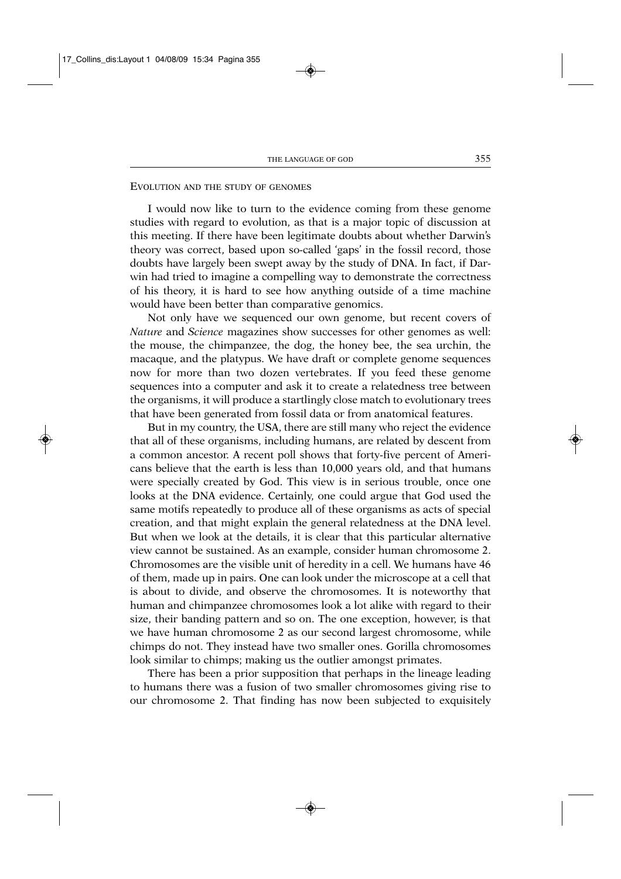## Evolution and the study of genomes

I would now like to turn to the evidence coming from these genome studies with regard to evolution, as that is a major topic of discussion at this meeting. If there have been legitimate doubts about whether Darwin's theory was correct, based upon so-called 'gaps' in the fossil record, those doubts have largely been swept away by the study of DNA. In fact, if Darwin had tried to imagine a compelling way to demonstrate the correctness of his theory, it is hard to see how anything outside of a time machine would have been better than comparative genomics.

Not only have we sequenced our own genome, but recent covers of *Nature* and *Science* magazines show successes for other genomes as well: the mouse, the chimpanzee, the dog, the honey bee, the sea urchin, the macaque, and the platypus. We have draft or complete genome sequences now for more than two dozen vertebrates. If you feed these genome sequences into a computer and ask it to create a relatedness tree between the organisms, it will produce a startlingly close match to evolutionary trees that have been generated from fossil data or from anatomical features.

But in my country, the USA, there are still many who reject the evidence that all of these organisms, including humans, are related by descent from a common ancestor. A recent poll shows that forty-five percent of Americans believe that the earth is less than 10,000 years old, and that humans were specially created by God. This view is in serious trouble, once one looks at the DNA evidence. Certainly, one could argue that God used the same motifs repeatedly to produce all of these organisms as acts of special creation, and that might explain the general relatedness at the DNA level. But when we look at the details, it is clear that this particular alternative view cannot be sustained. As an example, consider human chromosome 2. Chromosomes are the visible unit of heredity in a cell. We humans have 46 of them, made up in pairs. One can look under the microscope at a cell that is about to divide, and observe the chromosomes. It is noteworthy that human and chimpanzee chromosomes look a lot alike with regard to their size, their banding pattern and so on. The one exception, however, is that we have human chromosome 2 as our second largest chromosome, while chimps do not. They instead have two smaller ones. Gorilla chromosomes look similar to chimps; making us the outlier amongst primates.

There has been a prior supposition that perhaps in the lineage leading to humans there was a fusion of two smaller chromosomes giving rise to our chromosome 2. That finding has now been subjected to exquisitely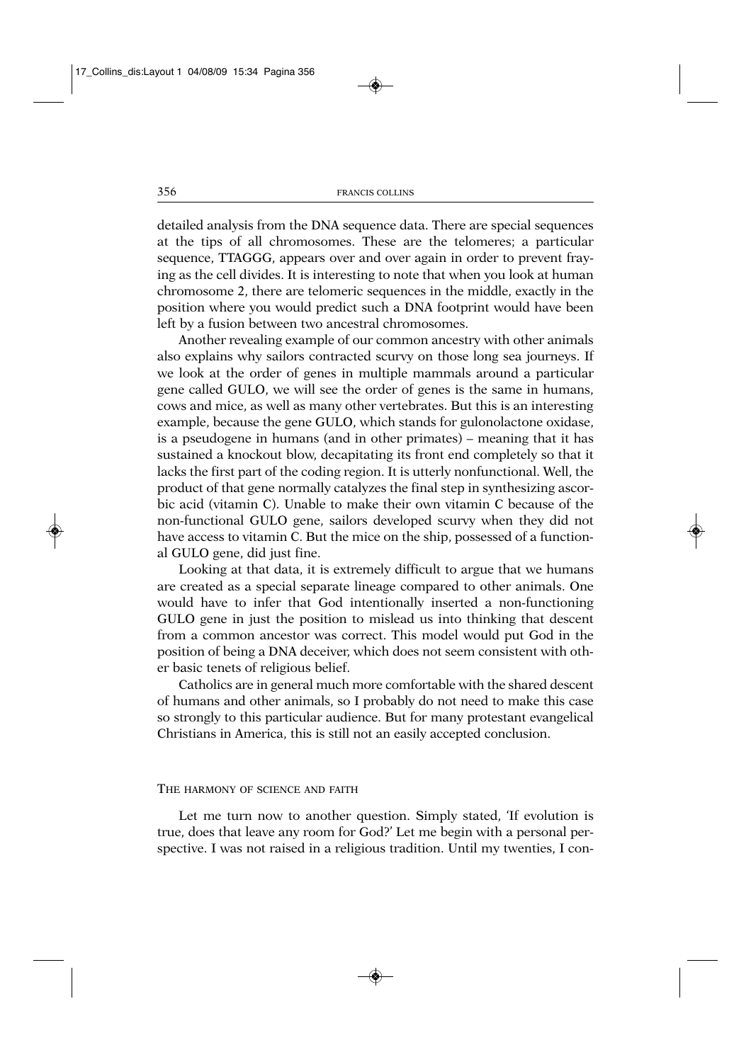detailed analysis from the DNA sequence data. There are special sequences at the tips of all chromosomes. These are the telomeres; a particular sequence, TTAGGG, appears over and over again in order to prevent fraying as the cell divides. It is interesting to note that when you look at human chromosome 2, there are telomeric sequences in the middle, exactly in the position where you would predict such a DNA footprint would have been left by a fusion between two ancestral chromosomes.

Another revealing example of our common ancestry with other animals also explains why sailors contracted scurvy on those long sea journeys. If we look at the order of genes in multiple mammals around a particular gene called GULO, we will see the order of genes is the same in humans, cows and mice, as well as many other vertebrates. But this is an interesting example, because the gene GULO, which stands for gulonolactone oxidase, is a pseudogene in humans (and in other primates) – meaning that it has sustained a knockout blow, decapitating its front end completely so that it lacks the first part of the coding region. It is utterly nonfunctional. Well, the product of that gene normally catalyzes the final step in synthesizing ascorbic acid (vitamin C). Unable to make their own vitamin C because of the non-functional GULO gene, sailors developed scurvy when they did not have access to vitamin C. But the mice on the ship, possessed of a functional GULO gene, did just fine.

Looking at that data, it is extremely difficult to argue that we humans are created as a special separate lineage compared to other animals. One would have to infer that God intentionally inserted a non-functioning GULO gene in just the position to mislead us into thinking that descent from a common ancestor was correct. This model would put God in the position of being a DNA deceiver, which does not seem consistent with other basic tenets of religious belief.

Catholics are in general much more comfortable with the shared descent of humans and other animals, so I probably do not need to make this case so strongly to this particular audience. But for many protestant evangelical Christians in America, this is still not an easily accepted conclusion.

## The harmony of science and faith

Let me turn now to another question. Simply stated, 'If evolution is true, does that leave any room for God?' Let me begin with a personal perspective. I was not raised in a religious tradition. Until my twenties, I con-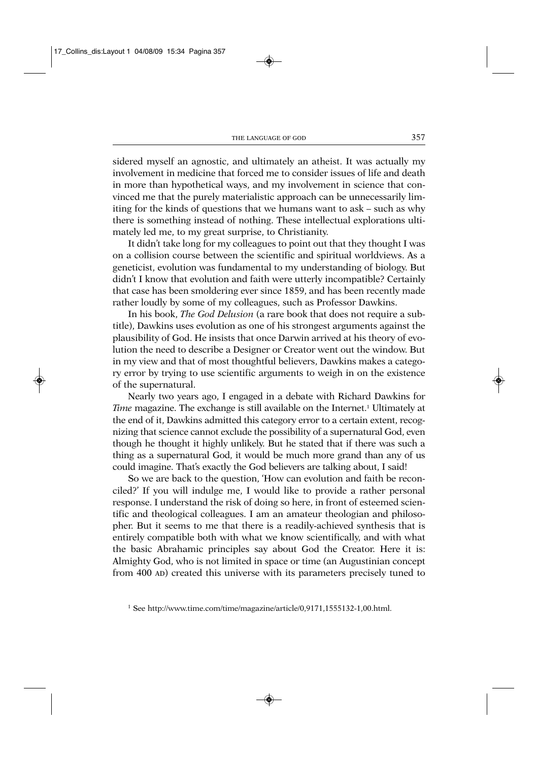sidered myself an agnostic, and ultimately an atheist. It was actually my involvement in medicine that forced me to consider issues of life and death in more than hypothetical ways, and my involvement in science that convinced me that the purely materialistic approach can be unnecessarily limiting for the kinds of questions that we humans want to ask – such as why there is something instead of nothing. These intellectual explorations ultimately led me, to my great surprise, to Christianity.

It didn't take long for my colleagues to point out that they thought I was on a collision course between the scientific and spiritual worldviews. As a geneticist, evolution was fundamental to my understanding of biology. But didn't I know that evolution and faith were utterly incompatible? Certainly that case has been smoldering ever since 1859, and has been recently made rather loudly by some of my colleagues, such as Professor Dawkins.

In his book, *The God Delusion* (a rare book that does not require a subtitle), Dawkins uses evolution as one of his strongest arguments against the plausibility of God. He insists that once Darwin arrived at his theory of evolution the need to describe a Designer or Creator went out the window. But in my view and that of most thoughtful believers, Dawkins makes a category error by trying to use scientific arguments to weigh in on the existence of the supernatural.

Nearly two years ago, I engaged in a debate with Richard Dawkins for *Time* magazine. The exchange is still available on the Internet.[1] Ultimately at the end of it, Dawkins admitted this category error to a certain extent, recognizing that science cannot exclude the possibility of a supernatural God, even though he thought it highly unlikely. But he stated that if there was such a thing as a supernatural God, it would be much more grand than any of us could imagine. That's exactly the God believers are talking about, I said!

So we are back to the question, 'How can evolution and faith be reconciled?' If you will indulge me, I would like to provide a rather personal response. I understand the risk of doing so here, in front of esteemed scientific and theological colleagues. I am an amateur theologian and philosopher. But it seems to me that there is a readily-achieved synthesis that is entirely compatible both with what we know scientifically, and with what the basic Abrahamic principles say about God the Creator. Here it is: Almighty God, who is not limited in space or time (an Augustinian concept from 400 AD) created this universe with its parameters precisely tuned to

[1] See http://www.time.com/time/magazine/article/0,9171,1555132-1,00.html.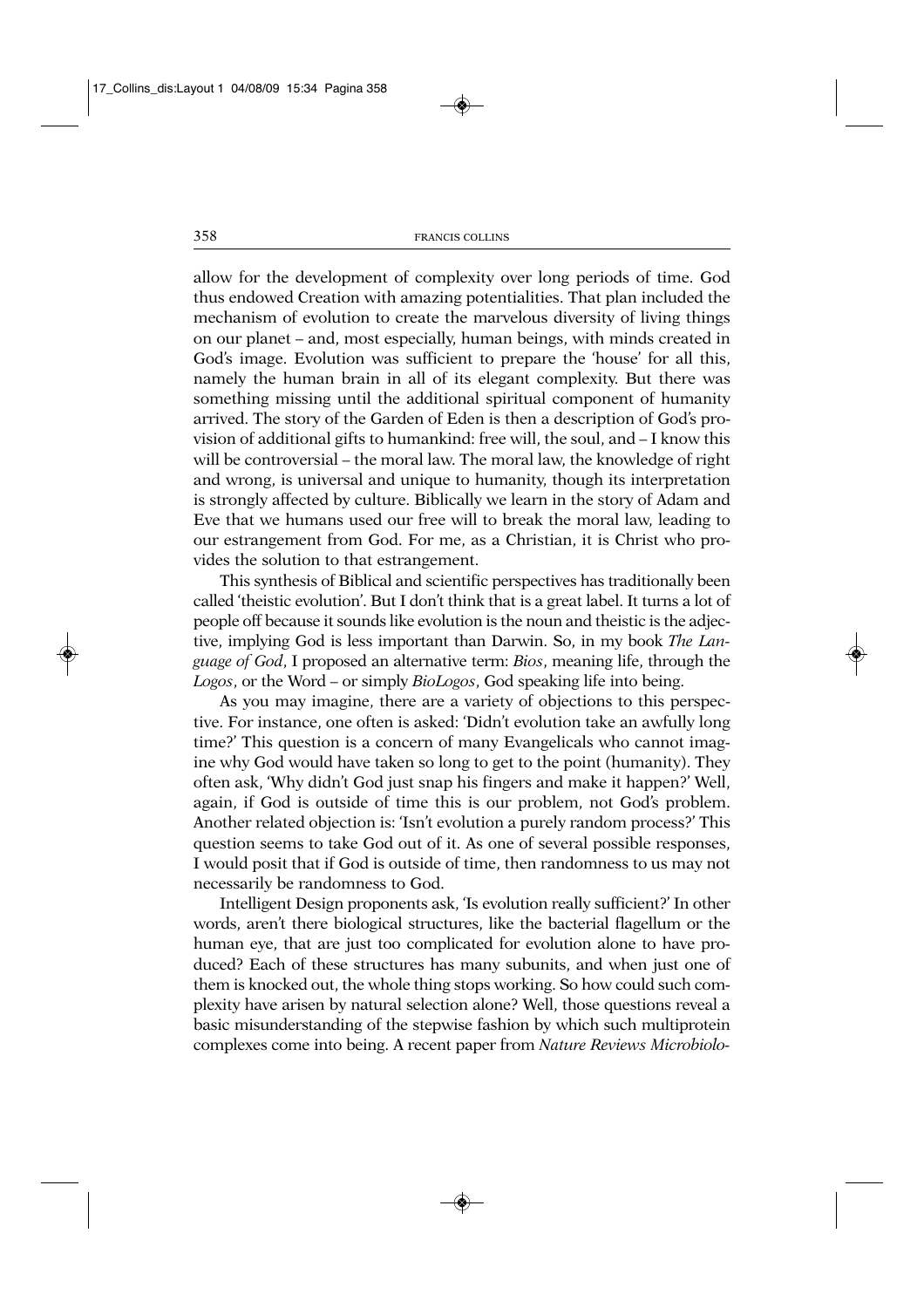allow for the development of complexity over long periods of time. God thus endowed Creation with amazing potentialities. That plan included the mechanism of evolution to create the marvelous diversity of living things on our planet – and, most especially, human beings, with minds created in God's image. Evolution was sufficient to prepare the 'house' for all this, namely the human brain in all of its elegant complexity. But there was something missing until the additional spiritual component of humanity arrived. The story of the Garden of Eden is then a description of God's provision of additional gifts to humankind: free will, the soul, and – I know this will be controversial – the moral law. The moral law, the knowledge of right and wrong, is universal and unique to humanity, though its interpretation is strongly affected by culture. Biblically we learn in the story of Adam and Eve that we humans used our free will to break the moral law, leading to our estrangement from God. For me, as a Christian, it is Christ who provides the solution to that estrangement.

This synthesis of Biblical and scientific perspectives has traditionally been called 'theistic evolution'. But I don't think that is a great label. It turns a lot of people off because it sounds like evolution is the noun and theistic is the adjective, implying God is less important than Darwin. So, in my book *The Language of God*, I proposed an alternative term: *Bios*, meaning life, through the *Logos*, or the Word – or simply *BioLogos*, God speaking life into being.

As you may imagine, there are a variety of objections to this perspective. For instance, one often is asked: 'Didn't evolution take an awfully long time?' This question is a concern of many Evangelicals who cannot imagine why God would have taken so long to get to the point (humanity). They often ask, 'Why didn't God just snap his fingers and make it happen?' Well, again, if God is outside of time this is our problem, not God's problem. Another related objection is: 'Isn't evolution a purely random process?' This question seems to take God out of it. As one of several possible responses, I would posit that if God is outside of time, then randomness to us may not necessarily be randomness to God.

Intelligent Design proponents ask, 'Is evolution really sufficient?' In other words, aren't there biological structures, like the bacterial flagellum or the human eye, that are just too complicated for evolution alone to have produced? Each of these structures has many subunits, and when just one of them is knocked out, the whole thing stops working. So how could such complexity have arisen by natural selection alone? Well, those questions reveal a basic misunderstanding of the stepwise fashion by which such multiprotein complexes come into being. A recent paper from *Nature Reviews Microbiolo-*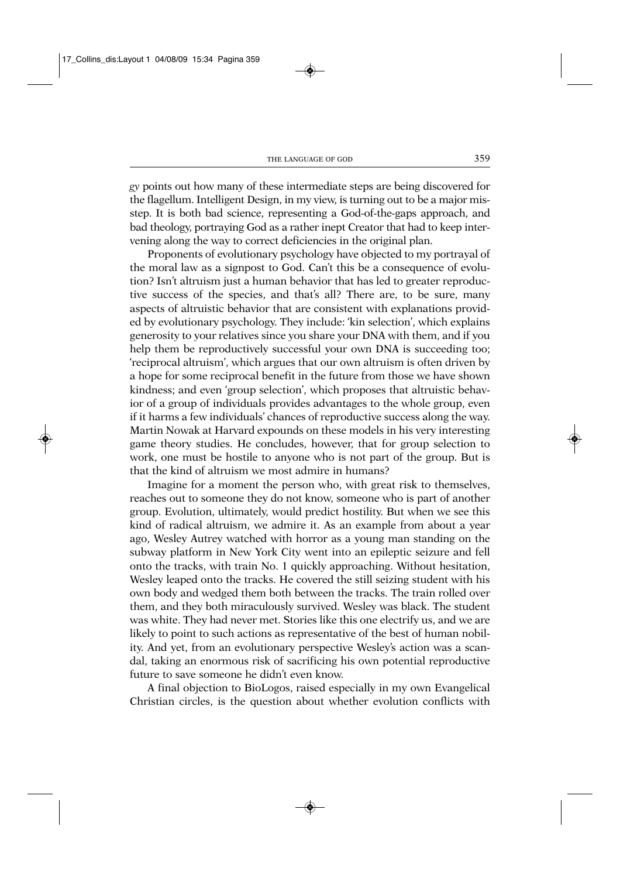*gy* points out how many of these intermediate steps are being discovered for the flagellum. Intelligent Design, in my view, is turning out to be a major misstep. It is both bad science, representing a God-of-the-gaps approach, and bad theology, portraying God as a rather inept Creator that had to keep intervening along the way to correct deficiencies in the original plan.

Proponents of evolutionary psychology have objected to my portrayal of the moral law as a signpost to God. Can't this be a consequence of evolution? Isn't altruism just a human behavior that has led to greater reproductive success of the species, and that's all? There are, to be sure, many aspects of altruistic behavior that are consistent with explanations provided by evolutionary psychology. They include: 'kin selection', which explains generosity to your relatives since you share your DNA with them, and if you help them be reproductively successful your own DNA is succeeding too; 'reciprocal altruism', which argues that our own altruism is often driven by a hope for some reciprocal benefit in the future from those we have shown kindness; and even 'group selection', which proposes that altruistic behavior of a group of individuals provides advantages to the whole group, even if it harms a few individuals' chances of reproductive success along the way. Martin Nowak at Harvard expounds on these models in his very interesting game theory studies. He concludes, however, that for group selection to work, one must be hostile to anyone who is not part of the group. But is that the kind of altruism we most admire in humans?

Imagine for a moment the person who, with great risk to themselves, reaches out to someone they do not know, someone who is part of another group. Evolution, ultimately, would predict hostility. But when we see this kind of radical altruism, we admire it. As an example from about a year ago, Wesley Autrey watched with horror as a young man standing on the subway platform in New York City went into an epileptic seizure and fell onto the tracks, with train No. 1 quickly approaching. Without hesitation, Wesley leaped onto the tracks. He covered the still seizing student with his own body and wedged them both between the tracks. The train rolled over them, and they both miraculously survived. Wesley was black. The student was white. They had never met. Stories like this one electrify us, and we are likely to point to such actions as representative of the best of human nobility. And yet, from an evolutionary perspective Wesley's action was a scandal, taking an enormous risk of sacrificing his own potential reproductive future to save someone he didn't even know.

A final objection to BioLogos, raised especially in my own Evangelical Christian circles, is the question about whether evolution conflicts with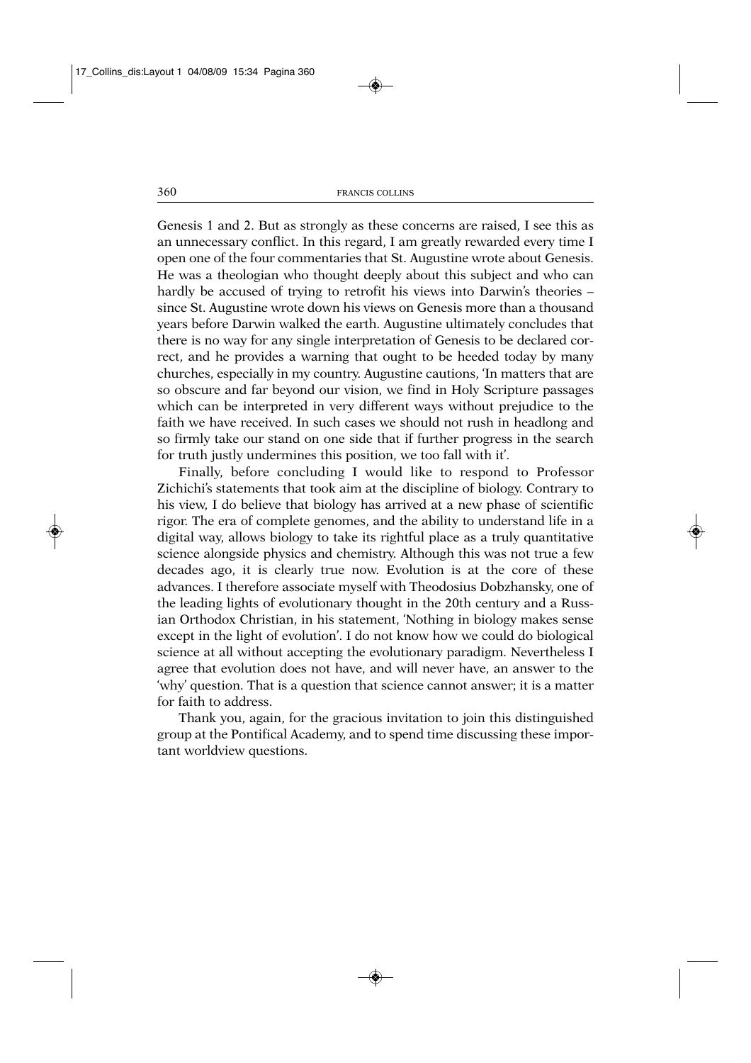Genesis 1 and 2. But as strongly as these concerns are raised, I see this as an unnecessary conflict. In this regard, I am greatly rewarded every time I open one of the four commentaries that St. Augustine wrote about Genesis. He was a theologian who thought deeply about this subject and who can hardly be accused of trying to retrofit his views into Darwin's theories – since St. Augustine wrote down his views on Genesis more than a thousand years before Darwin walked the earth. Augustine ultimately concludes that there is no way for any single interpretation of Genesis to be declared correct, and he provides a warning that ought to be heeded today by many churches, especially in my country. Augustine cautions, 'In matters that are so obscure and far beyond our vision, we find in Holy Scripture passages which can be interpreted in very different ways without prejudice to the faith we have received. In such cases we should not rush in headlong and so firmly take our stand on one side that if further progress in the search for truth justly undermines this position, we too fall with it'.

Finally, before concluding I would like to respond to Professor Zichichi's statements that took aim at the discipline of biology. Contrary to his view, I do believe that biology has arrived at a new phase of scientific rigor. The era of complete genomes, and the ability to understand life in a digital way, allows biology to take its rightful place as a truly quantitative science alongside physics and chemistry. Although this was not true a few decades ago, it is clearly true now. Evolution is at the core of these advances. I therefore associate myself with Theodosius Dobzhansky, one of the leading lights of evolutionary thought in the 20th century and a Russian Orthodox Christian, in his statement, 'Nothing in biology makes sense except in the light of evolution'. I do not know how we could do biological science at all without accepting the evolutionary paradigm. Nevertheless I agree that evolution does not have, and will never have, an answer to the 'why' question. That is a question that science cannot answer; it is a matter for faith to address.

Thank you, again, for the gracious invitation to join this distinguished group at the Pontifical Academy, and to spend time discussing these important worldview questions.